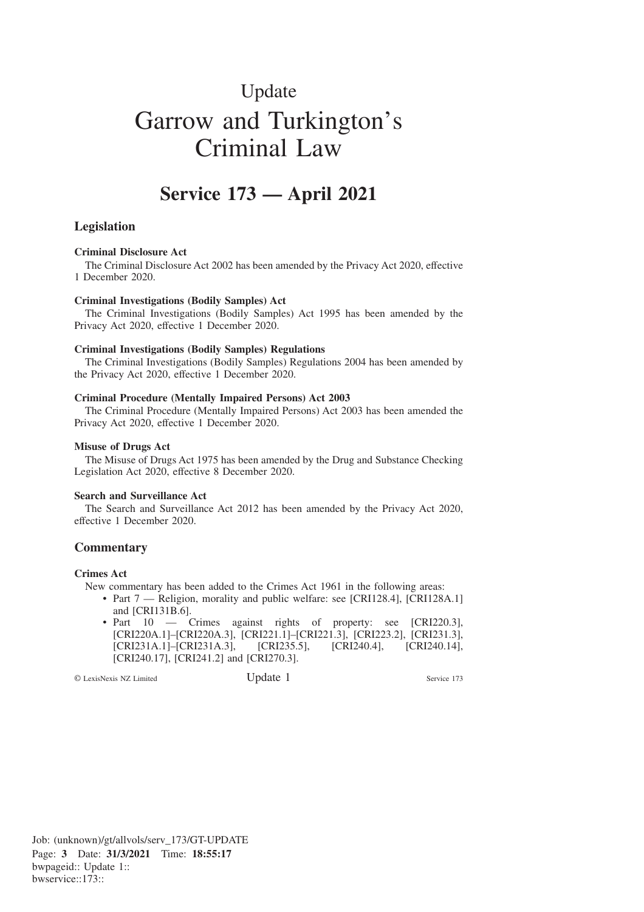# Update

# Garrow and Turkington's Criminal Law

## Service 173 — April 2021

### Legislation

**Criminal Disclosure Act**

The Criminal Disclosure Act 2002 has been amended by the Privacy Act 2020, effective 1 December 2020.

**Criminal Investigations (Bodily Samples) Act**

The Criminal Investigations (Bodily Samples) Act 1995 has been amended by the Privacy Act 2020, effective 1 December 2020.

**Criminal Investigations (Bodily Samples) Regulations**

The Criminal Investigations (Bodily Samples) Regulations 2004 has been amended by the Privacy Act 2020, effective 1 December 2020.

**Criminal Procedure (Mentally Impaired Persons) Act 2003**

The Criminal Procedure (Mentally Impaired Persons) Act 2003 has been amended the Privacy Act 2020, effective 1 December 2020.

**Misuse of Drugs Act**

The Misuse of Drugs Act 1975 has been amended by the Drug and Substance Checking Legislation Act 2020, effective 8 December 2020.

**Search and Surveillance Act**

The Search and Surveillance Act 2012 has been amended by the Privacy Act 2020, effective 1 December 2020.

### Commentary

**Crimes Act**

New commentary has been added to the Crimes Act 1961 in the following areas:

- Part 7 — Religion, morality and public welfare: see [CRI128.4], [CRI128A.1] and [CRI131B.6].
- Part 10 — Crimes against rights of property: see [CRI220.3], [CRI220A.1]–[CRI220A.3], [CRI221.1]–[CRI221.3], [CRI223.2], [CRI231.3], [CRI231A.1]–[CRI231A.3], [CRI235.5], [CRI240.4], [CRI240.14], [CRI240.17], [CRI241.2] and [CRI270.3].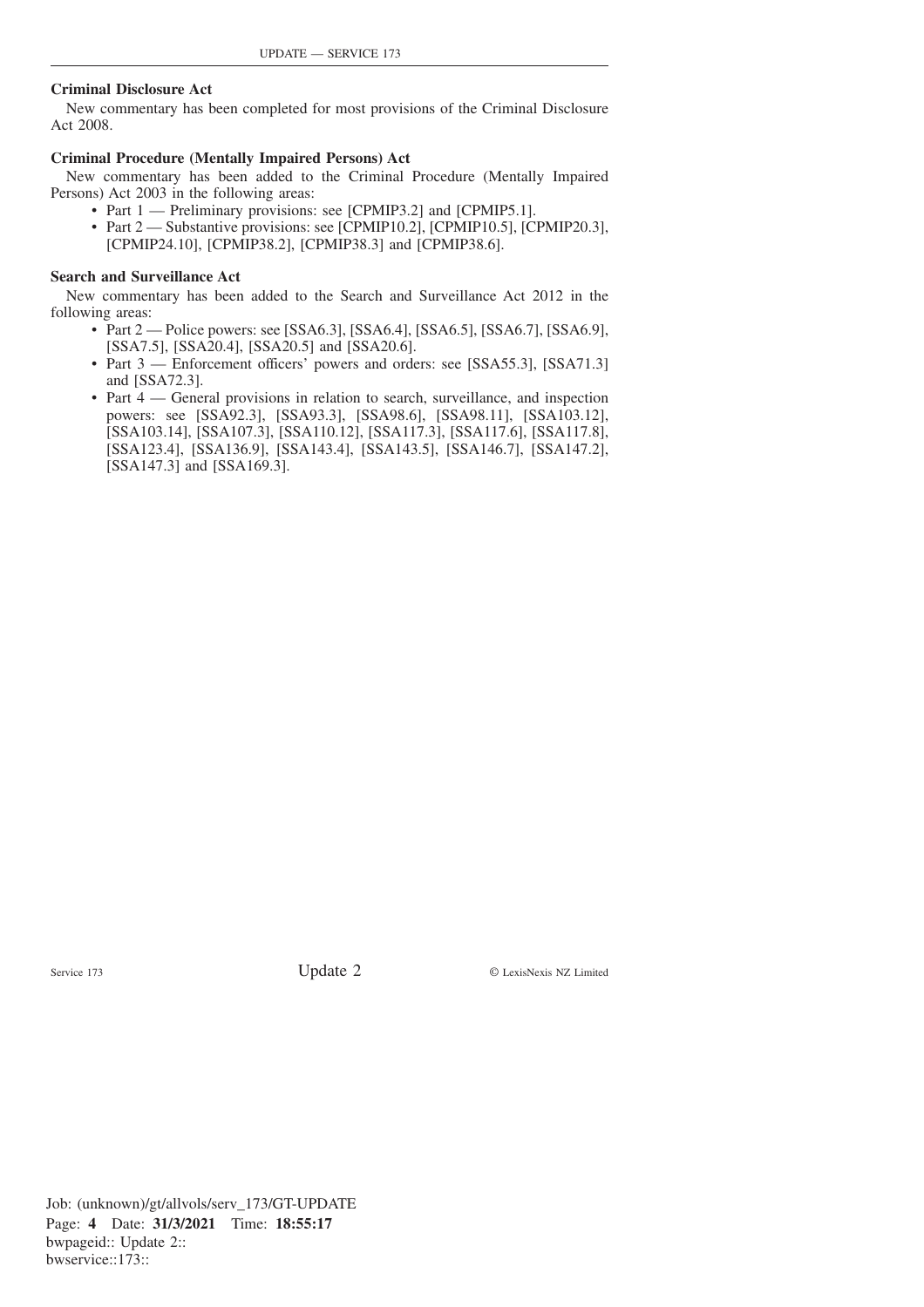### Criminal Disclosure Act

New commentary has been completed for most provisions of the Criminal Disclosure Act 2008.

### Criminal Procedure (Mentally Impaired Persons) Act

New commentary has been added to the Criminal Procedure (Mentally Impaired Persons) Act 2003 in the following areas:

- Part 1 — Preliminary provisions: see [CPMIP3.2] and [CPMIP5.1].
- Part 2 — Substantive provisions: see [CPMIP10.2], [CPMIP10.5], [CPMIP20.3], [CPMIP24.10], [CPMIP38.2], [CPMIP38.3] and [CPMIP38.6].

### Search and Surveillance Act

New commentary has been added to the Search and Surveillance Act 2012 in the following areas:

- Part 2 — Police powers: see [SSA6.3], [SSA6.4], [SSA6.5], [SSA6.7], [SSA6.9], [SSA7.5], [SSA20.4], [SSA20.5] and [SSA20.6].
- Part 3 — Enforcement officers' powers and orders: see [SSA55.3], [SSA71.3] and [SSA72.3].
- Part 4 — General provisions in relation to search, surveillance, and inspection powers: see [SSA92.3], [SSA93.3], [SSA98.6], [SSA98.11], [SSA103.12], [SSA103.14], [SSA107.3], [SSA110.12], [SSA117.3], [SSA117.6], [SSA117.8], [SSA123.4], [SSA136.9], [SSA143.4], [SSA143.5], [SSA146.7], [SSA147.2], [SSA147.3] and [SSA169.3].